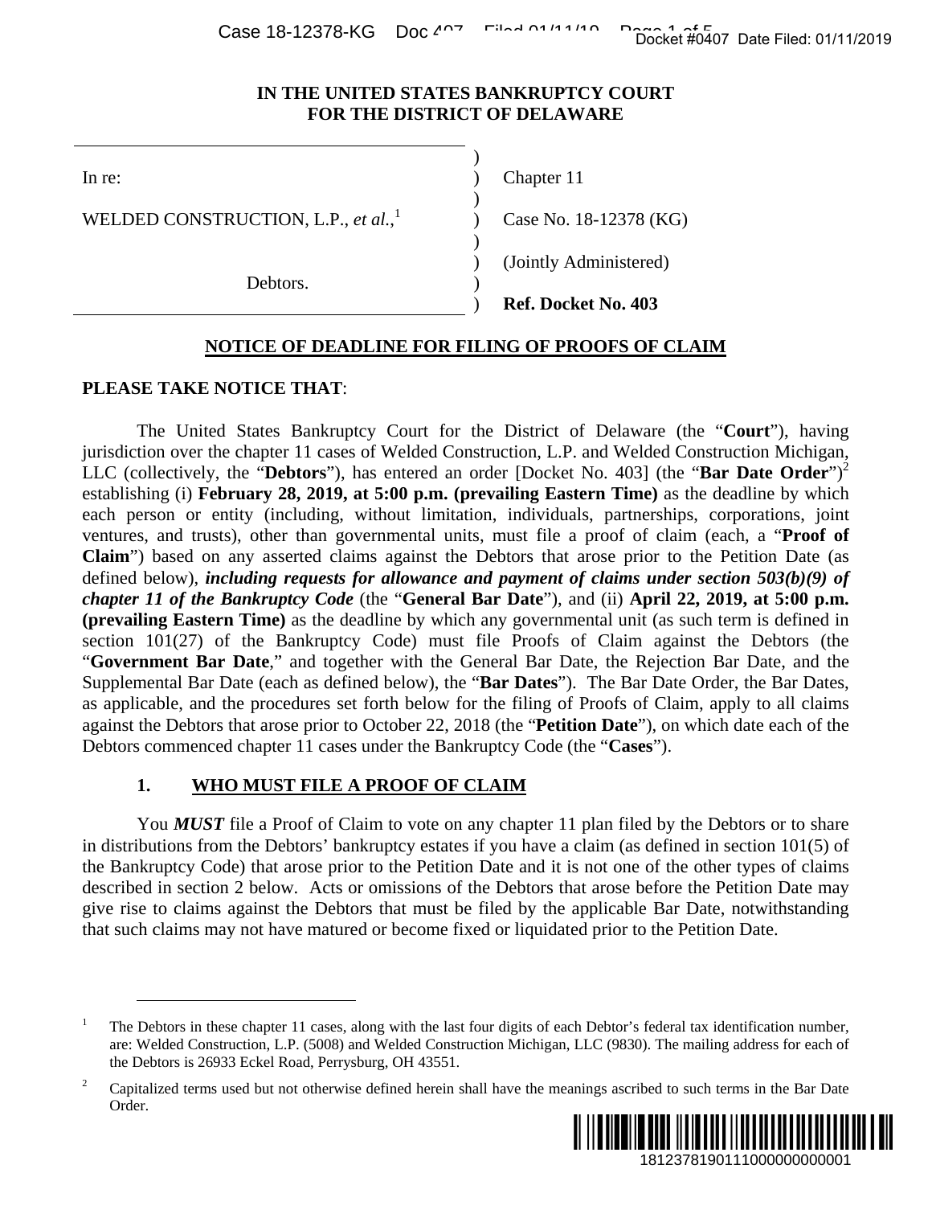IN THE UNITED STATES BANKRUPTCY COURT
FOR THE DISTRICT OF DELAWARE

| | |
|---|---|
| In re: | Chapter 11 |
| WELDED CONSTRUCTION, L.P., *et al.*,[1] | Case No. 18-12378 (KG) |
| | (Jointly Administered) |
| Debtors. | **Ref. Docket No. 403** |

## NOTICE OF DEADLINE FOR FILING OF PROOFS OF CLAIM

**PLEASE TAKE NOTICE THAT**:

The United States Bankruptcy Court for the District of Delaware (the "**Court**"), having jurisdiction over the chapter 11 cases of Welded Construction, L.P. and Welded Construction Michigan, LLC (collectively, the "**Debtors**"), has entered an order [Docket No. 403] (the "**Bar Date Order**")[2] establishing (i) **February 28, 2019, at 5:00 p.m. (prevailing Eastern Time)** as the deadline by which each person or entity (including, without limitation, individuals, partnerships, corporations, joint ventures, and trusts), other than governmental units, must file a proof of claim (each, a "**Proof of Claim**") based on any asserted claims against the Debtors that arose prior to the Petition Date (as defined below), ***including requests for allowance and payment of claims under section 503(b)(9) of chapter 11 of the Bankruptcy Code*** (the "**General Bar Date**"), and (ii) **April 22, 2019, at 5:00 p.m. (prevailing Eastern Time)** as the deadline by which any governmental unit (as such term is defined in section 101(27) of the Bankruptcy Code) must file Proofs of Claim against the Debtors (the "**Government Bar Date**," and together with the General Bar Date, the Rejection Bar Date, and the Supplemental Bar Date (each as defined below), the "**Bar Dates**"). The Bar Date Order, the Bar Dates, as applicable, and the procedures set forth below for the filing of Proofs of Claim, apply to all claims against the Debtors that arose prior to October 22, 2018 (the "**Petition Date**"), on which date each of the Debtors commenced chapter 11 cases under the Bankruptcy Code (the "**Cases**").

### 1. WHO MUST FILE A PROOF OF CLAIM

You ***MUST*** file a Proof of Claim to vote on any chapter 11 plan filed by the Debtors or to share in distributions from the Debtors' bankruptcy estates if you have a claim (as defined in section 101(5) of the Bankruptcy Code) that arose prior to the Petition Date and it is not one of the other types of claims described in section 2 below. Acts or omissions of the Debtors that arose before the Petition Date may give rise to claims against the Debtors that must be filed by the applicable Bar Date, notwithstanding that such claims may not have matured or become fixed or liquidated prior to the Petition Date.

---

[1] The Debtors in these chapter 11 cases, along with the last four digits of each Debtor's federal tax identification number, are: Welded Construction, L.P. (5008) and Welded Construction Michigan, LLC (9830). The mailing address for each of the Debtors is 26933 Eckel Road, Perrysburg, OH 43551.

[2] Capitalized terms used but not otherwise defined herein shall have the meanings ascribed to such terms in the Bar Date Order.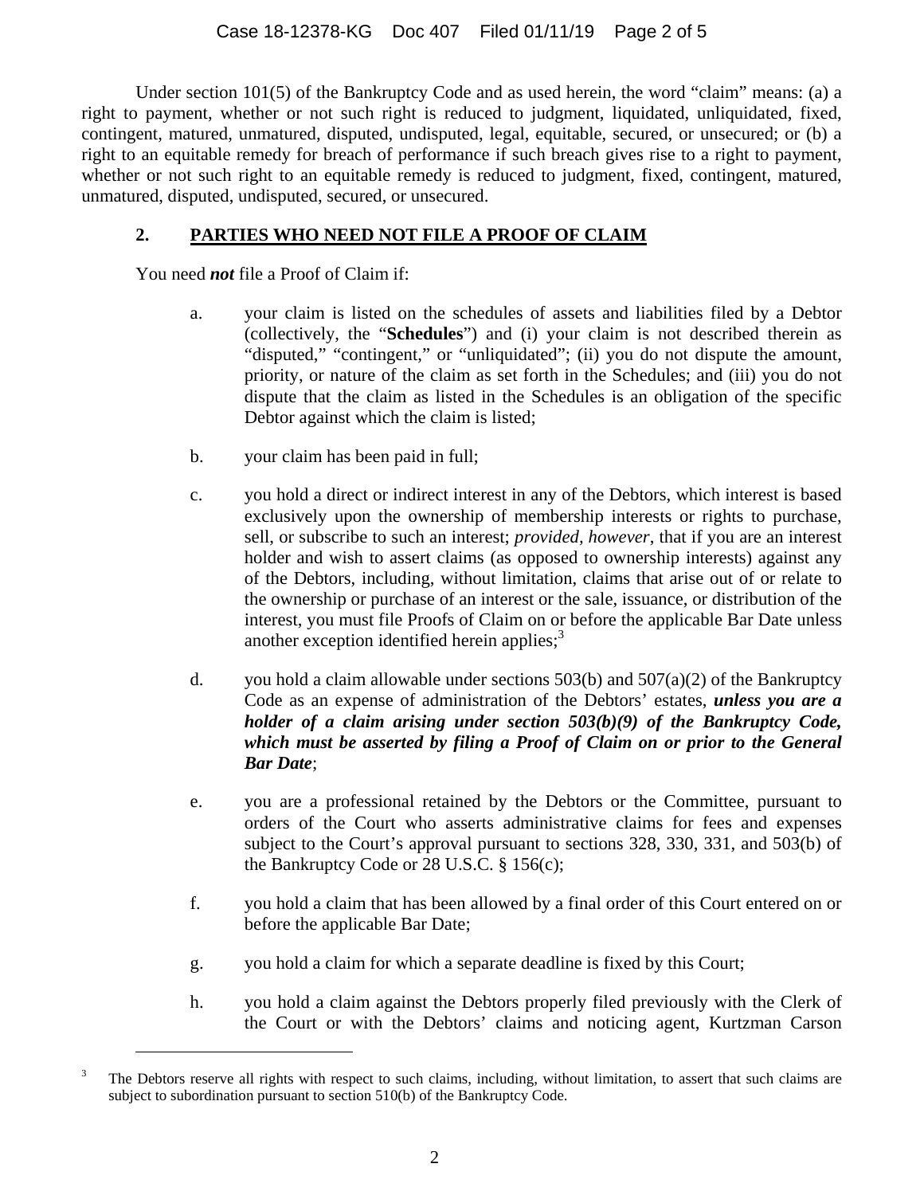Under section 101(5) of the Bankruptcy Code and as used herein, the word "claim" means: (a) a right to payment, whether or not such right is reduced to judgment, liquidated, unliquidated, fixed, contingent, matured, unmatured, disputed, undisputed, legal, equitable, secured, or unsecured; or (b) a right to an equitable remedy for breach of performance if such breach gives rise to a right to payment, whether or not such right to an equitable remedy is reduced to judgment, fixed, contingent, matured, unmatured, disputed, undisputed, secured, or unsecured.

## 2. PARTIES WHO NEED NOT FILE A PROOF OF CLAIM

You need ***not*** file a Proof of Claim if:

a. your claim is listed on the schedules of assets and liabilities filed by a Debtor (collectively, the "**Schedules**") and (i) your claim is not described therein as "disputed," "contingent," or "unliquidated"; (ii) you do not dispute the amount, priority, or nature of the claim as set forth in the Schedules; and (iii) you do not dispute that the claim as listed in the Schedules is an obligation of the specific Debtor against which the claim is listed;

b. your claim has been paid in full;

c. you hold a direct or indirect interest in any of the Debtors, which interest is based exclusively upon the ownership of membership interests or rights to purchase, sell, or subscribe to such an interest; *provided, however*, that if you are an interest holder and wish to assert claims (as opposed to ownership interests) against any of the Debtors, including, without limitation, claims that arise out of or relate to the ownership or purchase of an interest or the sale, issuance, or distribution of the interest, you must file Proofs of Claim on or before the applicable Bar Date unless another exception identified herein applies;[3]

d. you hold a claim allowable under sections 503(b) and 507(a)(2) of the Bankruptcy Code as an expense of administration of the Debtors' estates, ***unless you are a holder of a claim arising under section 503(b)(9) of the Bankruptcy Code, which must be asserted by filing a Proof of Claim on or prior to the General Bar Date***;

e. you are a professional retained by the Debtors or the Committee, pursuant to orders of the Court who asserts administrative claims for fees and expenses subject to the Court's approval pursuant to sections 328, 330, 331, and 503(b) of the Bankruptcy Code or 28 U.S.C. § 156(c);

f. you hold a claim that has been allowed by a final order of this Court entered on or before the applicable Bar Date;

g. you hold a claim for which a separate deadline is fixed by this Court;

h. you hold a claim against the Debtors properly filed previously with the Clerk of the Court or with the Debtors' claims and noticing agent, Kurtzman Carson

[3] The Debtors reserve all rights with respect to such claims, including, without limitation, to assert that such claims are subject to subordination pursuant to section 510(b) of the Bankruptcy Code.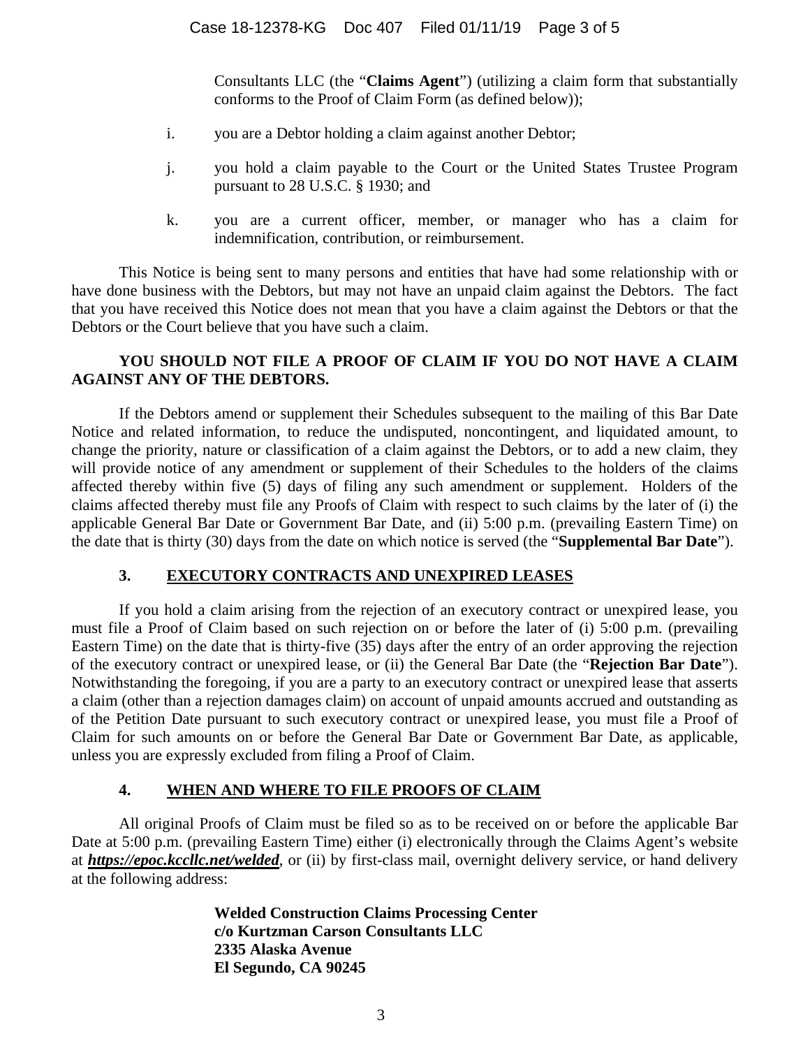Consultants LLC (the "**Claims Agent**") (utilizing a claim form that substantially conforms to the Proof of Claim Form (as defined below));

i. you are a Debtor holding a claim against another Debtor;

j. you hold a claim payable to the Court or the United States Trustee Program pursuant to 28 U.S.C. § 1930; and

k. you are a current officer, member, or manager who has a claim for indemnification, contribution, or reimbursement.

This Notice is being sent to many persons and entities that have had some relationship with or have done business with the Debtors, but may not have an unpaid claim against the Debtors. The fact that you have received this Notice does not mean that you have a claim against the Debtors or that the Debtors or the Court believe that you have such a claim.

**YOU SHOULD NOT FILE A PROOF OF CLAIM IF YOU DO NOT HAVE A CLAIM AGAINST ANY OF THE DEBTORS.**

If the Debtors amend or supplement their Schedules subsequent to the mailing of this Bar Date Notice and related information, to reduce the undisputed, noncontingent, and liquidated amount, to change the priority, nature or classification of a claim against the Debtors, or to add a new claim, they will provide notice of any amendment or supplement of their Schedules to the holders of the claims affected thereby within five (5) days of filing any such amendment or supplement. Holders of the claims affected thereby must file any Proofs of Claim with respect to such claims by the later of (i) the applicable General Bar Date or Government Bar Date, and (ii) 5:00 p.m. (prevailing Eastern Time) on the date that is thirty (30) days from the date on which notice is served (the "**Supplemental Bar Date**").

## 3. <u>EXECUTORY CONTRACTS AND UNEXPIRED LEASES</u>

If you hold a claim arising from the rejection of an executory contract or unexpired lease, you must file a Proof of Claim based on such rejection on or before the later of (i) 5:00 p.m. (prevailing Eastern Time) on the date that is thirty-five (35) days after the entry of an order approving the rejection of the executory contract or unexpired lease, or (ii) the General Bar Date (the "**Rejection Bar Date**"). Notwithstanding the foregoing, if you are a party to an executory contract or unexpired lease that asserts a claim (other than a rejection damages claim) on account of unpaid amounts accrued and outstanding as of the Petition Date pursuant to such executory contract or unexpired lease, you must file a Proof of Claim for such amounts on or before the General Bar Date or Government Bar Date, as applicable, unless you are expressly excluded from filing a Proof of Claim.

## 4. <u>WHEN AND WHERE TO FILE PROOFS OF CLAIM</u>

All original Proofs of Claim must be filed so as to be received on or before the applicable Bar Date at 5:00 p.m. (prevailing Eastern Time) either (i) electronically through the Claims Agent's website at ***<u>https://epoc.kccllc.net/welded</u>***, or (ii) by first-class mail, overnight delivery service, or hand delivery at the following address:

**Welded Construction Claims Processing Center**
**c/o Kurtzman Carson Consultants LLC**
**2335 Alaska Avenue**
**El Segundo, CA 90245**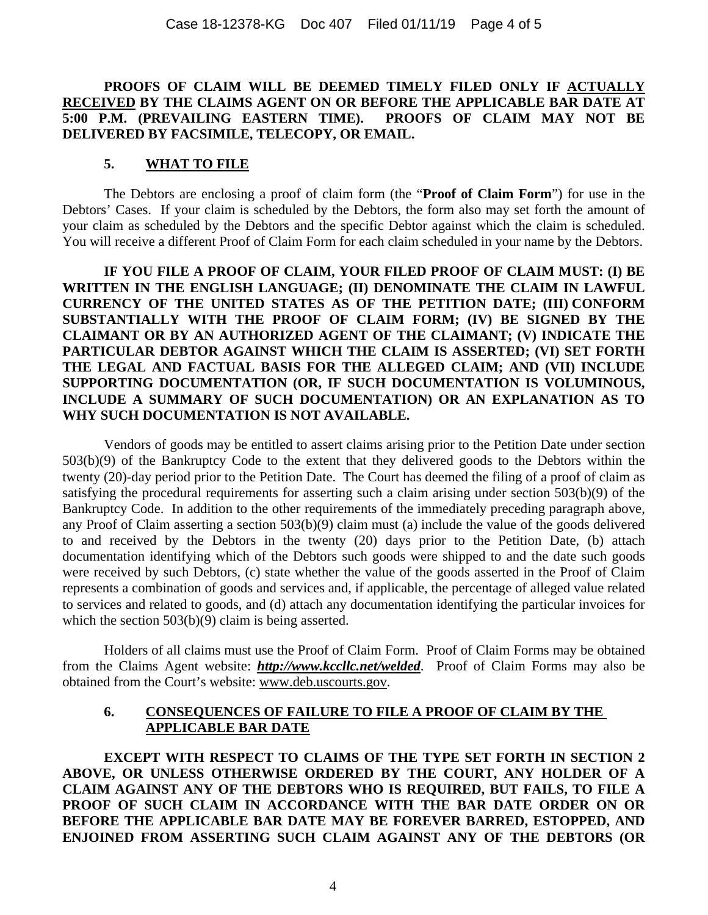**PROOFS OF CLAIM WILL BE DEEMED TIMELY FILED ONLY IF ACTUALLY RECEIVED BY THE CLAIMS AGENT ON OR BEFORE THE APPLICABLE BAR DATE AT 5:00 P.M. (PREVAILING EASTERN TIME). PROOFS OF CLAIM MAY NOT BE DELIVERED BY FACSIMILE, TELECOPY, OR EMAIL.**

## 5. WHAT TO FILE

The Debtors are enclosing a proof of claim form (the "**Proof of Claim Form**") for use in the Debtors' Cases. If your claim is scheduled by the Debtors, the form also may set forth the amount of your claim as scheduled by the Debtors and the specific Debtor against which the claim is scheduled. You will receive a different Proof of Claim Form for each claim scheduled in your name by the Debtors.

**IF YOU FILE A PROOF OF CLAIM, YOUR FILED PROOF OF CLAIM MUST: (I) BE WRITTEN IN THE ENGLISH LANGUAGE; (II) DENOMINATE THE CLAIM IN LAWFUL CURRENCY OF THE UNITED STATES AS OF THE PETITION DATE; (III) CONFORM SUBSTANTIALLY WITH THE PROOF OF CLAIM FORM; (IV) BE SIGNED BY THE CLAIMANT OR BY AN AUTHORIZED AGENT OF THE CLAIMANT; (V) INDICATE THE PARTICULAR DEBTOR AGAINST WHICH THE CLAIM IS ASSERTED; (VI) SET FORTH THE LEGAL AND FACTUAL BASIS FOR THE ALLEGED CLAIM; AND (VII) INCLUDE SUPPORTING DOCUMENTATION (OR, IF SUCH DOCUMENTATION IS VOLUMINOUS, INCLUDE A SUMMARY OF SUCH DOCUMENTATION) OR AN EXPLANATION AS TO WHY SUCH DOCUMENTATION IS NOT AVAILABLE.**

Vendors of goods may be entitled to assert claims arising prior to the Petition Date under section 503(b)(9) of the Bankruptcy Code to the extent that they delivered goods to the Debtors within the twenty (20)-day period prior to the Petition Date. The Court has deemed the filing of a proof of claim as satisfying the procedural requirements for asserting such a claim arising under section 503(b)(9) of the Bankruptcy Code. In addition to the other requirements of the immediately preceding paragraph above, any Proof of Claim asserting a section 503(b)(9) claim must (a) include the value of the goods delivered to and received by the Debtors in the twenty (20) days prior to the Petition Date, (b) attach documentation identifying which of the Debtors such goods were shipped to and the date such goods were received by such Debtors, (c) state whether the value of the goods asserted in the Proof of Claim represents a combination of goods and services and, if applicable, the percentage of alleged value related to services and related to goods, and (d) attach any documentation identifying the particular invoices for which the section 503(b)(9) claim is being asserted.

Holders of all claims must use the Proof of Claim Form. Proof of Claim Forms may be obtained from the Claims Agent website: ***http://www.kccllc.net/welded***. Proof of Claim Forms may also be obtained from the Court's website: www.deb.uscourts.gov.

## 6. CONSEQUENCES OF FAILURE TO FILE A PROOF OF CLAIM BY THE APPLICABLE BAR DATE

**EXCEPT WITH RESPECT TO CLAIMS OF THE TYPE SET FORTH IN SECTION 2 ABOVE, OR UNLESS OTHERWISE ORDERED BY THE COURT, ANY HOLDER OF A CLAIM AGAINST ANY OF THE DEBTORS WHO IS REQUIRED, BUT FAILS, TO FILE A PROOF OF SUCH CLAIM IN ACCORDANCE WITH THE BAR DATE ORDER ON OR BEFORE THE APPLICABLE BAR DATE MAY BE FOREVER BARRED, ESTOPPED, AND ENJOINED FROM ASSERTING SUCH CLAIM AGAINST ANY OF THE DEBTORS (OR**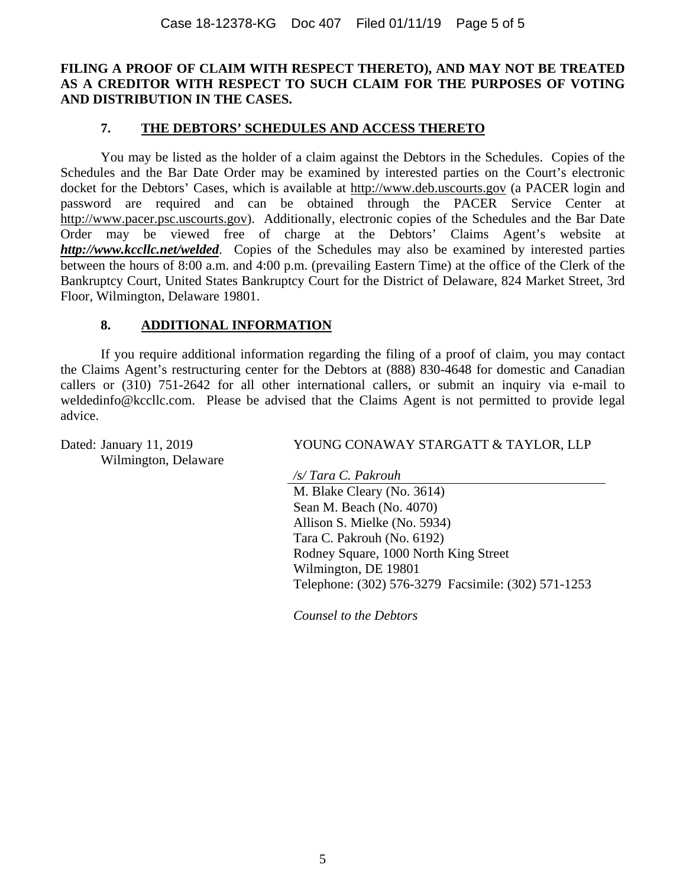**FILING A PROOF OF CLAIM WITH RESPECT THERETO), AND MAY NOT BE TREATED AS A CREDITOR WITH RESPECT TO SUCH CLAIM FOR THE PURPOSES OF VOTING AND DISTRIBUTION IN THE CASES.**

## 7. THE DEBTORS' SCHEDULES AND ACCESS THERETO

You may be listed as the holder of a claim against the Debtors in the Schedules. Copies of the Schedules and the Bar Date Order may be examined by interested parties on the Court's electronic docket for the Debtors' Cases, which is available at http://www.deb.uscourts.gov (a PACER login and password are required and can be obtained through the PACER Service Center at http://www.pacer.psc.uscourts.gov). Additionally, electronic copies of the Schedules and the Bar Date Order may be viewed free of charge at the Debtors' Claims Agent's website at ***http://www.kccllc.net/welded***. Copies of the Schedules may also be examined by interested parties between the hours of 8:00 a.m. and 4:00 p.m. (prevailing Eastern Time) at the office of the Clerk of the Bankruptcy Court, United States Bankruptcy Court for the District of Delaware, 824 Market Street, 3rd Floor, Wilmington, Delaware 19801.

## 8. ADDITIONAL INFORMATION

If you require additional information regarding the filing of a proof of claim, you may contact the Claims Agent's restructuring center for the Debtors at (888) 830-4648 for domestic and Canadian callers or (310) 751-2642 for all other international callers, or submit an inquiry via e-mail to weldedinfo@kccllc.com. Please be advised that the Claims Agent is not permitted to provide legal advice.

Dated: January 11, 2019
Wilmington, Delaware

YOUNG CONAWAY STARGATT & TAYLOR, LLP

*/s/ Tara C. Pakrouh*
M. Blake Cleary (No. 3614)
Sean M. Beach (No. 4070)
Allison S. Mielke (No. 5934)
Tara C. Pakrouh (No. 6192)
Rodney Square, 1000 North King Street
Wilmington, DE 19801
Telephone: (302) 576-3279 Facsimile: (302) 571-1253

*Counsel to the Debtors*